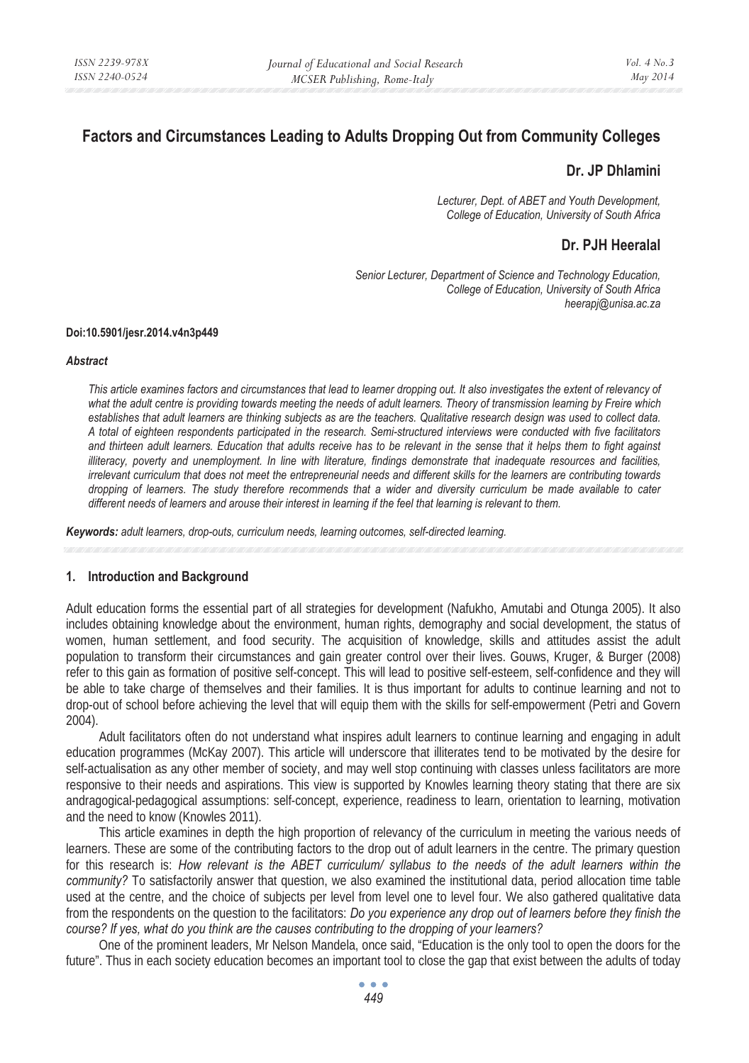# Factors and Circumstances Leading to Adults Dropping Out from Community Colleges

## Dr. JP Dhlamini

*Lecturer, Dept. of ABET and Youth Development, College of Education, University of South Africa*

## Dr. PJH Heeralal

*Senior Lecturer, Department of Science and Technology Education, College of Education, University of South Africa*
*heerapj@unisa.ac.za*

**Doi:10.5901/jesr.2014.v4n3p449**

***Abstract***

*This article examines factors and circumstances that lead to learner dropping out. It also investigates the extent of relevancy of what the adult centre is providing towards meeting the needs of adult learners. Theory of transmission learning by Freire which establishes that adult learners are thinking subjects as are the teachers. Qualitative research design was used to collect data. A total of eighteen respondents participated in the research. Semi-structured interviews were conducted with five facilitators and thirteen adult learners. Education that adults receive has to be relevant in the sense that it helps them to fight against illiteracy, poverty and unemployment. In line with literature, findings demonstrate that inadequate resources and facilities, irrelevant curriculum that does not meet the entrepreneurial needs and different skills for the learners are contributing towards dropping of learners. The study therefore recommends that a wider and diversity curriculum be made available to cater different needs of learners and arouse their interest in learning if the feel that learning is relevant to them.*

***Keywords:*** *adult learners, drop-outs, curriculum needs, learning outcomes, self-directed learning.*

## 1. Introduction and Background

Adult education forms the essential part of all strategies for development (Nafukho, Amutabi and Otunga 2005). It also includes obtaining knowledge about the environment, human rights, demography and social development, the status of women, human settlement, and food security. The acquisition of knowledge, skills and attitudes assist the adult population to transform their circumstances and gain greater control over their lives. Gouws, Kruger, & Burger (2008) refer to this gain as formation of positive self-concept. This will lead to positive self-esteem, self-confidence and they will be able to take charge of themselves and their families. It is thus important for adults to continue learning and not to drop-out of school before achieving the level that will equip them with the skills for self-empowerment (Petri and Govern 2004).

Adult facilitators often do not understand what inspires adult learners to continue learning and engaging in adult education programmes (McKay 2007). This article will underscore that illiterates tend to be motivated by the desire for self-actualisation as any other member of society, and may well stop continuing with classes unless facilitators are more responsive to their needs and aspirations. This view is supported by Knowles learning theory stating that there are six andragogical-pedagogical assumptions: self-concept, experience, readiness to learn, orientation to learning, motivation and the need to know (Knowles 2011).

This article examines in depth the high proportion of relevancy of the curriculum in meeting the various needs of learners. These are some of the contributing factors to the drop out of adult learners in the centre. The primary question for this research is: *How relevant is the ABET curriculum/ syllabus to the needs of the adult learners within the community?* To satisfactorily answer that question, we also examined the institutional data, period allocation time table used at the centre, and the choice of subjects per level from level one to level four. We also gathered qualitative data from the respondents on the question to the facilitators: *Do you experience any drop out of learners before they finish the course? If yes, what do you think are the causes contributing to the dropping of your learners?*

One of the prominent leaders, Mr Nelson Mandela, once said, "Education is the only tool to open the doors for the future". Thus in each society education becomes an important tool to close the gap that exist between the adults of today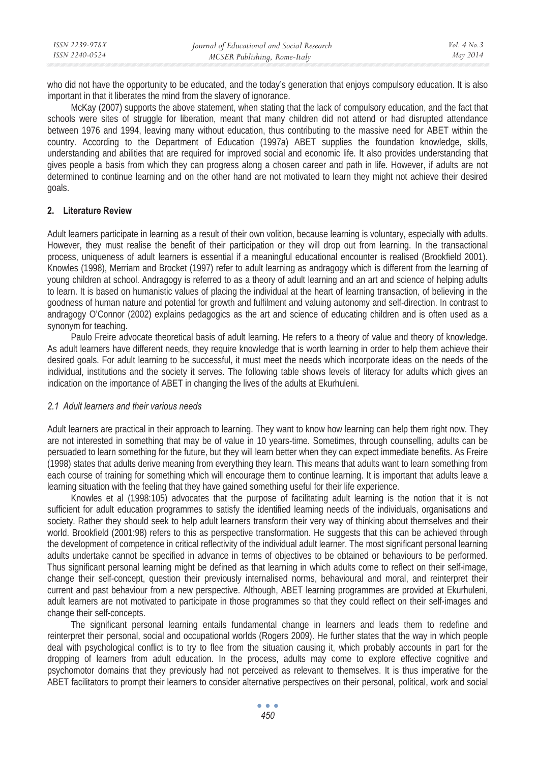who did not have the opportunity to be educated, and the today's generation that enjoys compulsory education. It is also important in that it liberates the mind from the slavery of ignorance.

McKay (2007) supports the above statement, when stating that the lack of compulsory education, and the fact that schools were sites of struggle for liberation, meant that many children did not attend or had disrupted attendance between 1976 and 1994, leaving many without education, thus contributing to the massive need for ABET within the country. According to the Department of Education (1997a) ABET supplies the foundation knowledge, skills, understanding and abilities that are required for improved social and economic life. It also provides understanding that gives people a basis from which they can progress along a chosen career and path in life. However, if adults are not determined to continue learning and on the other hand are not motivated to learn they might not achieve their desired goals.

## 2. Literature Review

Adult learners participate in learning as a result of their own volition, because learning is voluntary, especially with adults. However, they must realise the benefit of their participation or they will drop out from learning. In the transactional process, uniqueness of adult learners is essential if a meaningful educational encounter is realised (Brookfield 2001). Knowles (1998), Merriam and Brocket (1997) refer to adult learning as andragogy which is different from the learning of young children at school. Andragogy is referred to as a theory of adult learning and an art and science of helping adults to learn. It is based on humanistic values of placing the individual at the heart of learning transaction, of believing in the goodness of human nature and potential for growth and fulfilment and valuing autonomy and self-direction. In contrast to andragogy O'Connor (2002) explains pedagogics as the art and science of educating children and is often used as a synonym for teaching.

Paulo Freire advocate theoretical basis of adult learning. He refers to a theory of value and theory of knowledge. As adult learners have different needs, they require knowledge that is worth learning in order to help them achieve their desired goals. For adult learning to be successful, it must meet the needs which incorporate ideas on the needs of the individual, institutions and the society it serves. The following table shows levels of literacy for adults which gives an indication on the importance of ABET in changing the lives of the adults at Ekurhuleni.

### *2.1 Adult learners and their various needs*

Adult learners are practical in their approach to learning. They want to know how learning can help them right now. They are not interested in something that may be of value in 10 years-time. Sometimes, through counselling, adults can be persuaded to learn something for the future, but they will learn better when they can expect immediate benefits. As Freire (1998) states that adults derive meaning from everything they learn. This means that adults want to learn something from each course of training for something which will encourage them to continue learning. It is important that adults leave a learning situation with the feeling that they have gained something useful for their life experience.

Knowles et al (1998:105) advocates that the purpose of facilitating adult learning is the notion that it is not sufficient for adult education programmes to satisfy the identified learning needs of the individuals, organisations and society. Rather they should seek to help adult learners transform their very way of thinking about themselves and their world. Brookfield (2001:98) refers to this as perspective transformation. He suggests that this can be achieved through the development of competence in critical reflectivity of the individual adult learner. The most significant personal learning adults undertake cannot be specified in advance in terms of objectives to be obtained or behaviours to be performed. Thus significant personal learning might be defined as that learning in which adults come to reflect on their self-image, change their self-concept, question their previously internalised norms, behavioural and moral, and reinterpret their current and past behaviour from a new perspective. Although, ABET learning programmes are provided at Ekurhuleni, adult learners are not motivated to participate in those programmes so that they could reflect on their self-images and change their self-concepts.

The significant personal learning entails fundamental change in learners and leads them to redefine and reinterpret their personal, social and occupational worlds (Rogers 2009). He further states that the way in which people deal with psychological conflict is to try to flee from the situation causing it, which probably accounts in part for the dropping of learners from adult education. In the process, adults may come to explore effective cognitive and psychomotor domains that they previously had not perceived as relevant to themselves. It is thus imperative for the ABET facilitators to prompt their learners to consider alternative perspectives on their personal, political, work and social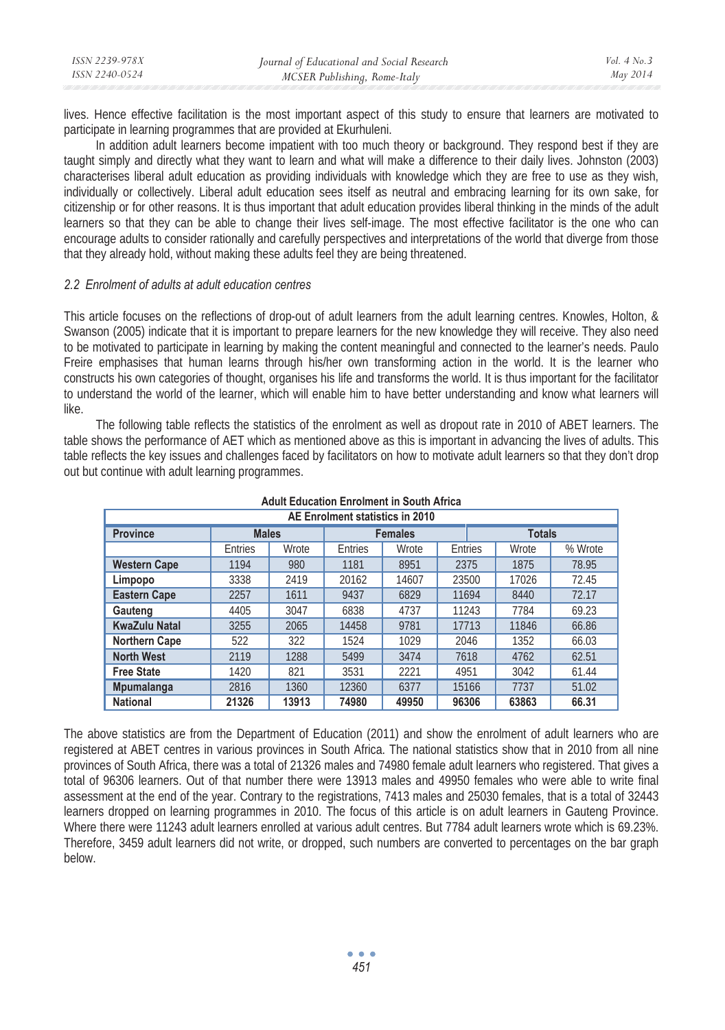lives. Hence effective facilitation is the most important aspect of this study to ensure that learners are motivated to participate in learning programmes that are provided at Ekurhuleni.

In addition adult learners become impatient with too much theory or background. They respond best if they are taught simply and directly what they want to learn and what will make a difference to their daily lives. Johnston (2003) characterises liberal adult education as providing individuals with knowledge which they are free to use as they wish, individually or collectively. Liberal adult education sees itself as neutral and embracing learning for its own sake, for citizenship or for other reasons. It is thus important that adult education provides liberal thinking in the minds of the adult learners so that they can be able to change their lives self-image. The most effective facilitator is the one who can encourage adults to consider rationally and carefully perspectives and interpretations of the world that diverge from those that they already hold, without making these adults feel they are being threatened.

### *2.2 Enrolment of adults at adult education centres*

This article focuses on the reflections of drop-out of adult learners from the adult learning centres. Knowles, Holton, & Swanson (2005) indicate that it is important to prepare learners for the new knowledge they will receive. They also need to be motivated to participate in learning by making the content meaningful and connected to the learner's needs. Paulo Freire emphasises that human learns through his/her own transforming action in the world. It is the learner who constructs his own categories of thought, organises his life and transforms the world. It is thus important for the facilitator to understand the world of the learner, which will enable him to have better understanding and know what learners will like.

The following table reflects the statistics of the enrolment as well as dropout rate in 2010 of ABET learners. The table shows the performance of AET which as mentioned above as this is important in advancing the lives of adults. This table reflects the key issues and challenges faced by facilitators on how to motivate adult learners so that they don't drop out but continue with adult learning programmes.

**Adult Education Enrolment in South Africa**

| AE Enrolment statistics in 2010 | | | | | | | |
|---|---|---|---|---|---|---|---|
| **Province** | **Males** | | **Females** | | **Totals** | | |
| | Entries | Wrote | Entries | Wrote | Entries | Wrote | % Wrote |
| **Western Cape** | 1194 | 980 | 1181 | 8951 | 2375 | 1875 | 78.95 |
| **Limpopo** | 3338 | 2419 | 20162 | 14607 | 23500 | 17026 | 72.45 |
| **Eastern Cape** | 2257 | 1611 | 9437 | 6829 | 11694 | 8440 | 72.17 |
| **Gauteng** | 4405 | 3047 | 6838 | 4737 | 11243 | 7784 | 69.23 |
| **KwaZulu Natal** | 3255 | 2065 | 14458 | 9781 | 17713 | 11846 | 66.86 |
| **Northern Cape** | 522 | 322 | 1524 | 1029 | 2046 | 1352 | 66.03 |
| **North West** | 2119 | 1288 | 5499 | 3474 | 7618 | 4762 | 62.51 |
| **Free State** | 1420 | 821 | 3531 | 2221 | 4951 | 3042 | 61.44 |
| **Mpumalanga** | 2816 | 1360 | 12360 | 6377 | 15166 | 7737 | 51.02 |
| **National** | **21326** | **13913** | **74980** | **49950** | **96306** | **63863** | **66.31** |

The above statistics are from the Department of Education (2011) and show the enrolment of adult learners who are registered at ABET centres in various provinces in South Africa. The national statistics show that in 2010 from all nine provinces of South Africa, there was a total of 21326 males and 74980 female adult learners who registered. That gives a total of 96306 learners. Out of that number there were 13913 males and 49950 females who were able to write final assessment at the end of the year. Contrary to the registrations, 7413 males and 25030 females, that is a total of 32443 learners dropped on learning programmes in 2010. The focus of this article is on adult learners in Gauteng Province. Where there were 11243 adult learners enrolled at various adult centres. But 7784 adult learners wrote which is 69.23%. Therefore, 3459 adult learners did not write, or dropped, such numbers are converted to percentages on the bar graph below.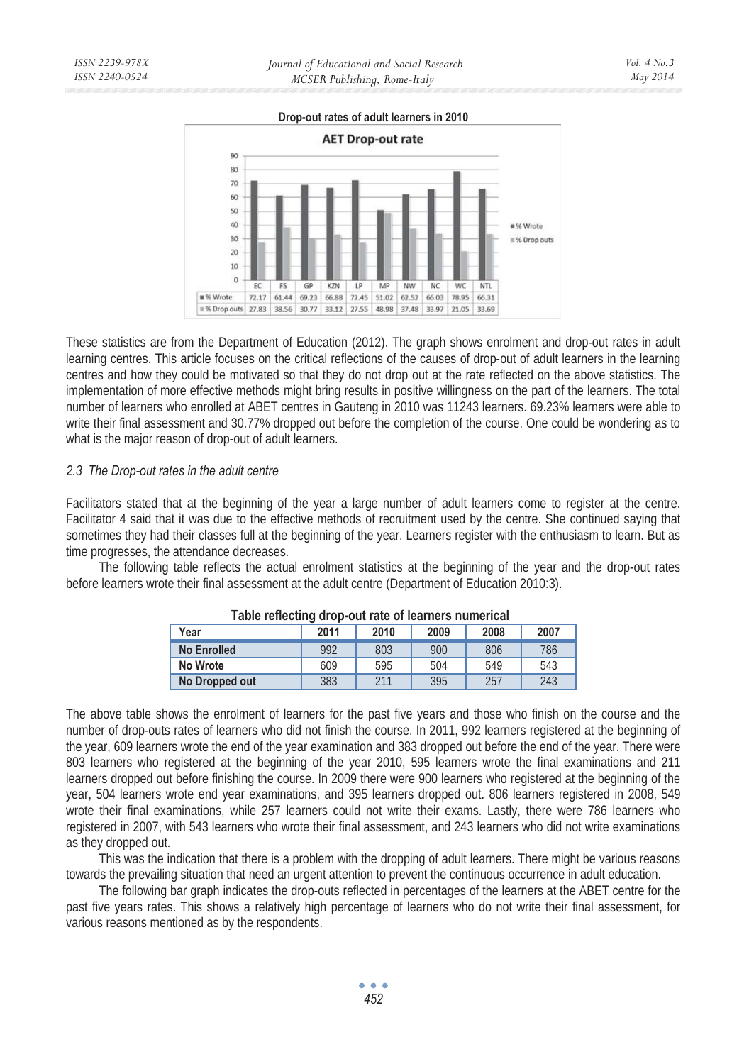**Drop-out rates of adult learners in 2010**

**AET Drop-out rate**

| | EC | FS | GP | KZN | LP | MP | NW | NC | WC | NTL |
|---|---|---|---|---|---|---|---|---|---|---|
| % Wrote | 72.17 | 61.44 | 69.23 | 66.88 | 72.45 | 51.02 | 62.52 | 66.03 | 78.95 | 66.31 |
| % Drop outs | 27.83 | 38.56 | 30.77 | 33.12 | 27.55 | 48.98 | 37.48 | 33.97 | 21.05 | 33.69 |

These statistics are from the Department of Education (2012). The graph shows enrolment and drop-out rates in adult learning centres. This article focuses on the critical reflections of the causes of drop-out of adult learners in the learning centres and how they could be motivated so that they do not drop out at the rate reflected on the above statistics. The implementation of more effective methods might bring results in positive willingness on the part of the learners. The total number of learners who enrolled at ABET centres in Gauteng in 2010 was 11243 learners. 69.23% learners were able to write their final assessment and 30.77% dropped out before the completion of the course. One could be wondering as to what is the major reason of drop-out of adult learners.

### *2.3 The Drop-out rates in the adult centre*

Facilitators stated that at the beginning of the year a large number of adult learners come to register at the centre. Facilitator 4 said that it was due to the effective methods of recruitment used by the centre. She continued saying that sometimes they had their classes full at the beginning of the year. Learners register with the enthusiasm to learn. But as time progresses, the attendance decreases.

The following table reflects the actual enrolment statistics at the beginning of the year and the drop-out rates before learners wrote their final assessment at the adult centre (Department of Education 2010:3).

**Table reflecting drop-out rate of learners numerical**

| Year | 2011 | 2010 | 2009 | 2008 | 2007 |
|---|---|---|---|---|---|
| No Enrolled | 992 | 803 | 900 | 806 | 786 |
| No Wrote | 609 | 595 | 504 | 549 | 543 |
| No Dropped out | 383 | 211 | 395 | 257 | 243 |

The above table shows the enrolment of learners for the past five years and those who finish on the course and the number of drop-outs rates of learners who did not finish the course. In 2011, 992 learners registered at the beginning of the year, 609 learners wrote the end of the year examination and 383 dropped out before the end of the year. There were 803 learners who registered at the beginning of the year 2010, 595 learners wrote the final examinations and 211 learners dropped out before finishing the course. In 2009 there were 900 learners who registered at the beginning of the year, 504 learners wrote end year examinations, and 395 learners dropped out. 806 learners registered in 2008, 549 wrote their final examinations, while 257 learners could not write their exams. Lastly, there were 786 learners who registered in 2007, with 543 learners who wrote their final assessment, and 243 learners who did not write examinations as they dropped out.

This was the indication that there is a problem with the dropping of adult learners. There might be various reasons towards the prevailing situation that need an urgent attention to prevent the continuous occurrence in adult education.

The following bar graph indicates the drop-outs reflected in percentages of the learners at the ABET centre for the past five years rates. This shows a relatively high percentage of learners who do not write their final assessment, for various reasons mentioned as by the respondents.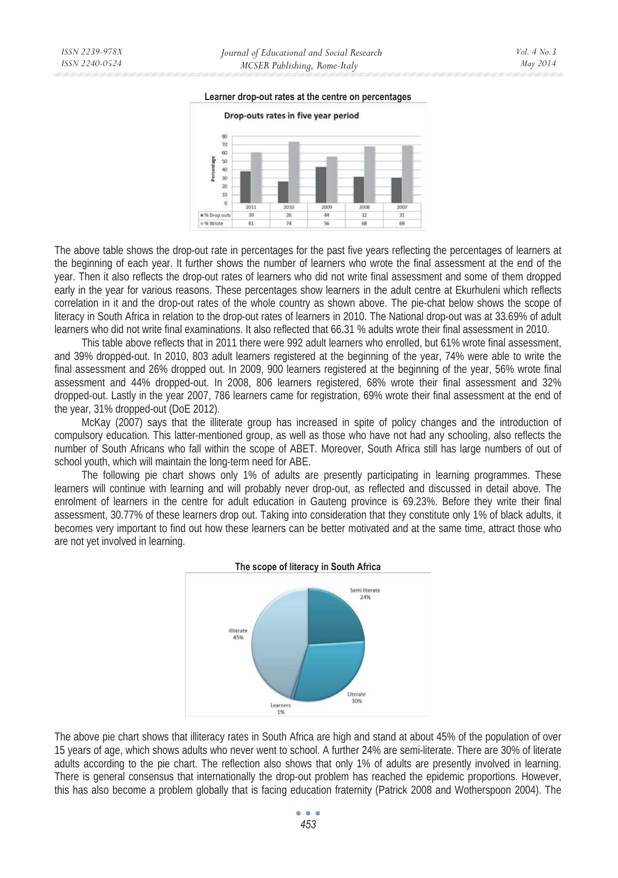**Learner drop-out rates at the centre on percentages**

| | 2011 | 2010 | 2009 | 2008 | 2007 |
|---|---|---|---|---|---|
| % Drop outs | 39 | 26 | 44 | 32 | 31 |
| % Wrote | 61 | 74 | 56 | 68 | 69 |

The above table shows the drop-out rate in percentages for the past five years reflecting the percentages of learners at the beginning of each year. It further shows the number of learners who wrote the final assessment at the end of the year. Then it also reflects the drop-out rates of learners who did not write final assessment and some of them dropped early in the year for various reasons. These percentages show learners in the adult centre at Ekurhuleni which reflects correlation in it and the drop-out rates of the whole country as shown above. The pie-chat below shows the scope of literacy in South Africa in relation to the drop-out rates of learners in 2010. The National drop-out was at 33.69% of adult learners who did not write final examinations. It also reflected that 66.31 % adults wrote their final assessment in 2010.

This table above reflects that in 2011 there were 992 adult learners who enrolled, but 61% wrote final assessment, and 39% dropped-out. In 2010, 803 adult learners registered at the beginning of the year, 74% were able to write the final assessment and 26% dropped out. In 2009, 900 learners registered at the beginning of the year, 56% wrote final assessment and 44% dropped-out. In 2008, 806 learners registered, 68% wrote their final assessment and 32% dropped-out. Lastly in the year 2007, 786 learners came for registration, 69% wrote their final assessment at the end of the year, 31% dropped-out (DoE 2012).

McKay (2007) says that the illiterate group has increased in spite of policy changes and the introduction of compulsory education. This latter-mentioned group, as well as those who have not had any schooling, also reflects the number of South Africans who fall within the scope of ABET. Moreover, South Africa still has large numbers of out of school youth, which will maintain the long-term need for ABE.

The following pie chart shows only 1% of adults are presently participating in learning programmes. These learners will continue with learning and will probably never drop-out, as reflected and discussed in detail above. The enrolment of learners in the centre for adult education in Gauteng province is 69.23%. Before they write their final assessment, 30.77% of these learners drop out. Taking into consideration that they constitute only 1% of black adults, it becomes very important to find out how these learners can be better motivated and at the same time, attract those who are not yet involved in learning.

**The scope of literacy in South Africa**

The above pie chart shows that illiteracy rates in South Africa are high and stand at about 45% of the population of over 15 years of age, which shows adults who never went to school. A further 24% are semi-literate. There are 30% of literate adults according to the pie chart. The reflection also shows that only 1% of adults are presently involved in learning. There is general consensus that internationally the drop-out problem has reached the epidemic proportions. However, this has also become a problem globally that is facing education fraternity (Patrick 2008 and Wotherspoon 2004). The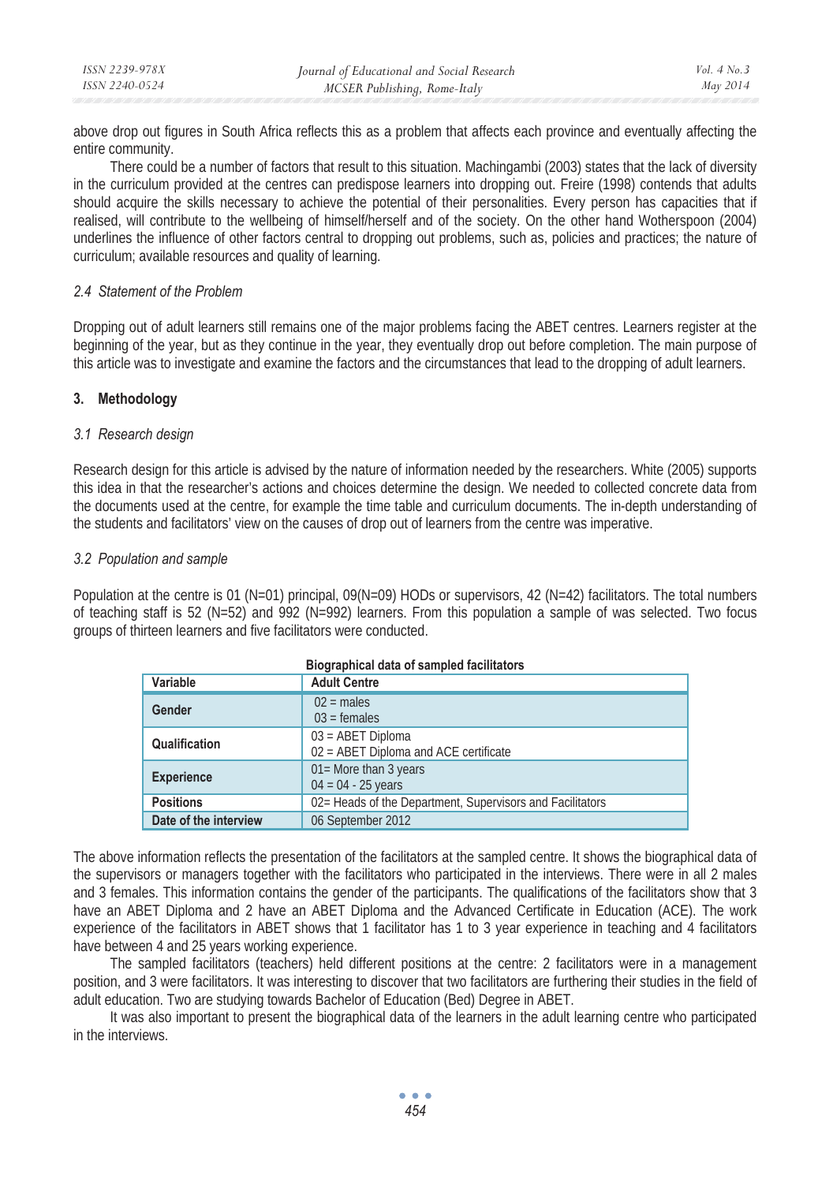above drop out figures in South Africa reflects this as a problem that affects each province and eventually affecting the entire community.

There could be a number of factors that result to this situation. Machingambi (2003) states that the lack of diversity in the curriculum provided at the centres can predispose learners into dropping out. Freire (1998) contends that adults should acquire the skills necessary to achieve the potential of their personalities. Every person has capacities that if realised, will contribute to the wellbeing of himself/herself and of the society. On the other hand Wotherspoon (2004) underlines the influence of other factors central to dropping out problems, such as, policies and practices; the nature of curriculum; available resources and quality of learning.

### *2.4 Statement of the Problem*

Dropping out of adult learners still remains one of the major problems facing the ABET centres. Learners register at the beginning of the year, but as they continue in the year, they eventually drop out before completion. The main purpose of this article was to investigate and examine the factors and the circumstances that lead to the dropping of adult learners.

## 3. Methodology

### *3.1 Research design*

Research design for this article is advised by the nature of information needed by the researchers. White (2005) supports this idea in that the researcher's actions and choices determine the design. We needed to collected concrete data from the documents used at the centre, for example the time table and curriculum documents. The in-depth understanding of the students and facilitators' view on the causes of drop out of learners from the centre was imperative.

### *3.2 Population and sample*

Population at the centre is 01 (N=01) principal, 09(N=09) HODs or supervisors, 42 (N=42) facilitators. The total numbers of teaching staff is 52 (N=52) and 992 (N=992) learners. From this population a sample of was selected. Two focus groups of thirteen learners and five facilitators were conducted.

**Biographical data of sampled facilitators**

| Variable | Adult Centre |
|---|---|
| **Gender** | 02 = males<br>03 = females |
| **Qualification** | 03 = ABET Diploma<br>02 = ABET Diploma and ACE certificate |
| **Experience** | 01= More than 3 years<br>04 = 04 - 25 years |
| **Positions** | 02= Heads of the Department, Supervisors and Facilitators |
| **Date of the interview** | 06 September 2012 |

The above information reflects the presentation of the facilitators at the sampled centre. It shows the biographical data of the supervisors or managers together with the facilitators who participated in the interviews. There were in all 2 males and 3 females. This information contains the gender of the participants. The qualifications of the facilitators show that 3 have an ABET Diploma and 2 have an ABET Diploma and the Advanced Certificate in Education (ACE). The work experience of the facilitators in ABET shows that 1 facilitator has 1 to 3 year experience in teaching and 4 facilitators have between 4 and 25 years working experience.

The sampled facilitators (teachers) held different positions at the centre: 2 facilitators were in a management position, and 3 were facilitators. It was interesting to discover that two facilitators are furthering their studies in the field of adult education. Two are studying towards Bachelor of Education (Bed) Degree in ABET.

It was also important to present the biographical data of the learners in the adult learning centre who participated in the interviews.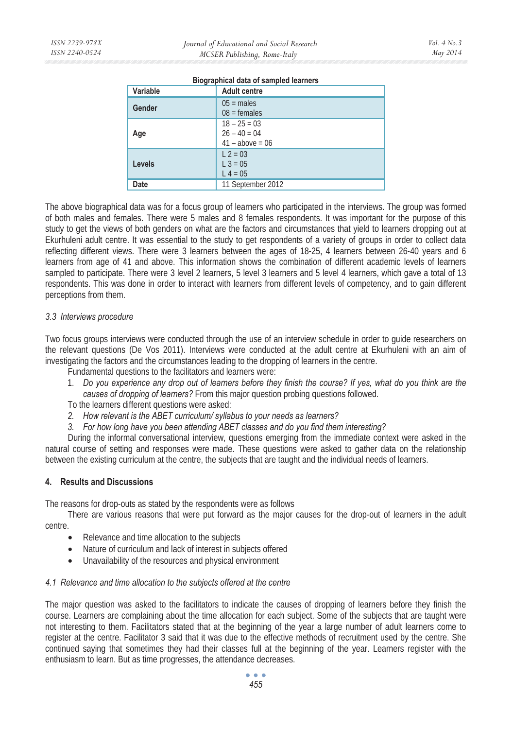**Biographical data of sampled learners**

| Variable | Adult centre |
|---|---|
| Gender | 05 = males<br>08 = females |
| Age | 18 – 25 = 03<br>26 – 40 = 04<br>41 – above = 06 |
| Levels | L 2 = 03<br>L 3 = 05<br>L 4 = 05 |
| Date | 11 September 2012 |

The above biographical data was for a focus group of learners who participated in the interviews. The group was formed of both males and females. There were 5 males and 8 females respondents. It was important for the purpose of this study to get the views of both genders on what are the factors and circumstances that yield to learners dropping out at Ekurhuleni adult centre. It was essential to the study to get respondents of a variety of groups in order to collect data reflecting different views. There were 3 learners between the ages of 18-25, 4 learners between 26-40 years and 6 learners from age of 41 and above. This information shows the combination of different academic levels of learners sampled to participate. There were 3 level 2 learners, 5 level 3 learners and 5 level 4 learners, which gave a total of 13 respondents. This was done in order to interact with learners from different levels of competency, and to gain different perceptions from them.

### *3.3 Interviews procedure*

Two focus groups interviews were conducted through the use of an interview schedule in order to guide researchers on the relevant questions (De Vos 2011). Interviews were conducted at the adult centre at Ekurhuleni with an aim of investigating the factors and the circumstances leading to the dropping of learners in the centre.

Fundamental questions to the facilitators and learners were:

1. *Do you experience any drop out of learners before they finish the course? If yes, what do you think are the causes of dropping of learners?* From this major question probing questions followed.

To the learners different questions were asked:

2. *How relevant is the ABET curriculum/ syllabus to your needs as learners?*
3. *For how long have you been attending ABET classes and do you find them interesting?*

During the informal conversational interview, questions emerging from the immediate context were asked in the natural course of setting and responses were made. These questions were asked to gather data on the relationship between the existing curriculum at the centre, the subjects that are taught and the individual needs of learners.

## 4. Results and Discussions

The reasons for drop-outs as stated by the respondents were as follows

There are various reasons that were put forward as the major causes for the drop-out of learners in the adult centre.

- Relevance and time allocation to the subjects
- Nature of curriculum and lack of interest in subjects offered
- Unavailability of the resources and physical environment

### *4.1 Relevance and time allocation to the subjects offered at the centre*

The major question was asked to the facilitators to indicate the causes of dropping of learners before they finish the course. Learners are complaining about the time allocation for each subject. Some of the subjects that are taught were not interesting to them. Facilitators stated that at the beginning of the year a large number of adult learners come to register at the centre. Facilitator 3 said that it was due to the effective methods of recruitment used by the centre. She continued saying that sometimes they had their classes full at the beginning of the year. Learners register with the enthusiasm to learn. But as time progresses, the attendance decreases.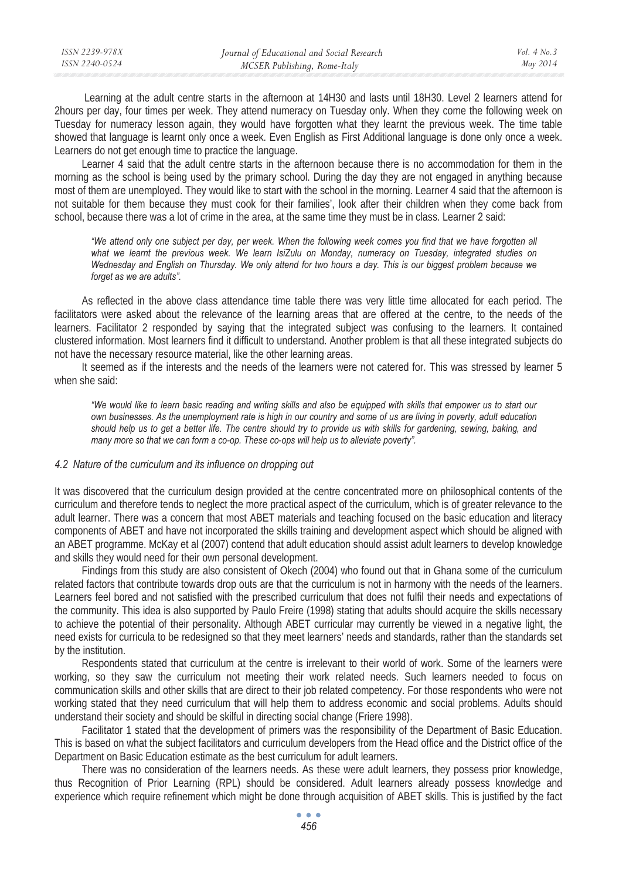Learning at the adult centre starts in the afternoon at 14H30 and lasts until 18H30. Level 2 learners attend for 2hours per day, four times per week. They attend numeracy on Tuesday only. When they come the following week on Tuesday for numeracy lesson again, they would have forgotten what they learnt the previous week. The time table showed that language is learnt only once a week. Even English as First Additional language is done only once a week. Learners do not get enough time to practice the language.

Learner 4 said that the adult centre starts in the afternoon because there is no accommodation for them in the morning as the school is being used by the primary school. During the day they are not engaged in anything because most of them are unemployed. They would like to start with the school in the morning. Learner 4 said that the afternoon is not suitable for them because they must cook for their families', look after their children when they come back from school, because there was a lot of crime in the area, at the same time they must be in class. Learner 2 said:

> *"We attend only one subject per day, per week. When the following week comes you find that we have forgotten all what we learnt the previous week. We learn IsiZulu on Monday, numeracy on Tuesday, integrated studies on Wednesday and English on Thursday. We only attend for two hours a day. This is our biggest problem because we forget as we are adults".*

As reflected in the above class attendance time table there was very little time allocated for each period. The facilitators were asked about the relevance of the learning areas that are offered at the centre, to the needs of the learners. Facilitator 2 responded by saying that the integrated subject was confusing to the learners. It contained clustered information. Most learners find it difficult to understand. Another problem is that all these integrated subjects do not have the necessary resource material, like the other learning areas.

It seemed as if the interests and the needs of the learners were not catered for. This was stressed by learner 5 when she said:

> *"We would like to learn basic reading and writing skills and also be equipped with skills that empower us to start our own businesses. As the unemployment rate is high in our country and some of us are living in poverty, adult education should help us to get a better life. The centre should try to provide us with skills for gardening, sewing, baking, and many more so that we can form a co-op. These co-ops will help us to alleviate poverty".*

### *4.2 Nature of the curriculum and its influence on dropping out*

It was discovered that the curriculum design provided at the centre concentrated more on philosophical contents of the curriculum and therefore tends to neglect the more practical aspect of the curriculum, which is of greater relevance to the adult learner. There was a concern that most ABET materials and teaching focused on the basic education and literacy components of ABET and have not incorporated the skills training and development aspect which should be aligned with an ABET programme. McKay et al (2007) contend that adult education should assist adult learners to develop knowledge and skills they would need for their own personal development.

Findings from this study are also consistent of Okech (2004) who found out that in Ghana some of the curriculum related factors that contribute towards drop outs are that the curriculum is not in harmony with the needs of the learners. Learners feel bored and not satisfied with the prescribed curriculum that does not fulfil their needs and expectations of the community. This idea is also supported by Paulo Freire (1998) stating that adults should acquire the skills necessary to achieve the potential of their personality. Although ABET curricular may currently be viewed in a negative light, the need exists for curricula to be redesigned so that they meet learners' needs and standards, rather than the standards set by the institution.

Respondents stated that curriculum at the centre is irrelevant to their world of work. Some of the learners were working, so they saw the curriculum not meeting their work related needs. Such learners needed to focus on communication skills and other skills that are direct to their job related competency. For those respondents who were not working stated that they need curriculum that will help them to address economic and social problems. Adults should understand their society and should be skilful in directing social change (Friere 1998).

Facilitator 1 stated that the development of primers was the responsibility of the Department of Basic Education. This is based on what the subject facilitators and curriculum developers from the Head office and the District office of the Department on Basic Education estimate as the best curriculum for adult learners.

There was no consideration of the learners needs. As these were adult learners, they possess prior knowledge, thus Recognition of Prior Learning (RPL) should be considered. Adult learners already possess knowledge and experience which require refinement which might be done through acquisition of ABET skills. This is justified by the fact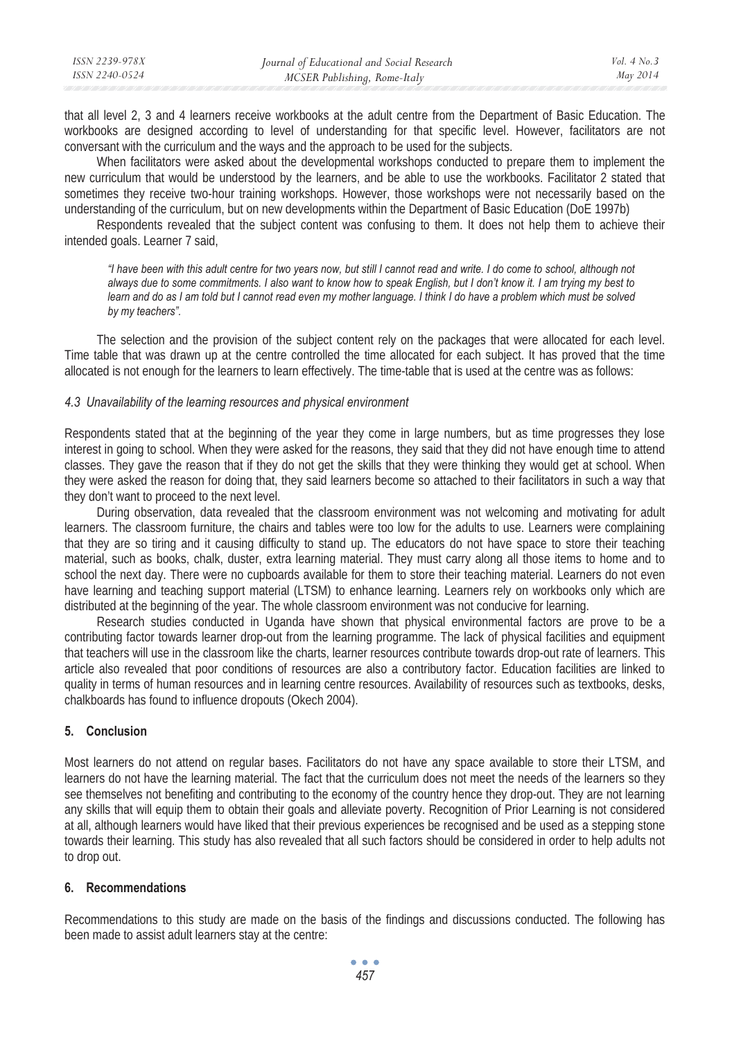that all level 2, 3 and 4 learners receive workbooks at the adult centre from the Department of Basic Education. The workbooks are designed according to level of understanding for that specific level. However, facilitators are not conversant with the curriculum and the ways and the approach to be used for the subjects.

When facilitators were asked about the developmental workshops conducted to prepare them to implement the new curriculum that would be understood by the learners, and be able to use the workbooks. Facilitator 2 stated that sometimes they receive two-hour training workshops. However, those workshops were not necessarily based on the understanding of the curriculum, but on new developments within the Department of Basic Education (DoE 1997b)

Respondents revealed that the subject content was confusing to them. It does not help them to achieve their intended goals. Learner 7 said,

> *"I have been with this adult centre for two years now, but still I cannot read and write. I do come to school, although not always due to some commitments. I also want to know how to speak English, but I don't know it. I am trying my best to learn and do as I am told but I cannot read even my mother language. I think I do have a problem which must be solved by my teachers".*

The selection and the provision of the subject content rely on the packages that were allocated for each level. Time table that was drawn up at the centre controlled the time allocated for each subject. It has proved that the time allocated is not enough for the learners to learn effectively. The time-table that is used at the centre was as follows:

### *4.3 Unavailability of the learning resources and physical environment*

Respondents stated that at the beginning of the year they come in large numbers, but as time progresses they lose interest in going to school. When they were asked for the reasons, they said that they did not have enough time to attend classes. They gave the reason that if they do not get the skills that they were thinking they would get at school. When they were asked the reason for doing that, they said learners become so attached to their facilitators in such a way that they don't want to proceed to the next level.

During observation, data revealed that the classroom environment was not welcoming and motivating for adult learners. The classroom furniture, the chairs and tables were too low for the adults to use. Learners were complaining that they are so tiring and it causing difficulty to stand up. The educators do not have space to store their teaching material, such as books, chalk, duster, extra learning material. They must carry along all those items to home and to school the next day. There were no cupboards available for them to store their teaching material. Learners do not even have learning and teaching support material (LTSM) to enhance learning. Learners rely on workbooks only which are distributed at the beginning of the year. The whole classroom environment was not conducive for learning.

Research studies conducted in Uganda have shown that physical environmental factors are prove to be a contributing factor towards learner drop-out from the learning programme. The lack of physical facilities and equipment that teachers will use in the classroom like the charts, learner resources contribute towards drop-out rate of learners. This article also revealed that poor conditions of resources are also a contributory factor. Education facilities are linked to quality in terms of human resources and in learning centre resources. Availability of resources such as textbooks, desks, chalkboards has found to influence dropouts (Okech 2004).

## 5. Conclusion

Most learners do not attend on regular bases. Facilitators do not have any space available to store their LTSM, and learners do not have the learning material. The fact that the curriculum does not meet the needs of the learners so they see themselves not benefiting and contributing to the economy of the country hence they drop-out. They are not learning any skills that will equip them to obtain their goals and alleviate poverty. Recognition of Prior Learning is not considered at all, although learners would have liked that their previous experiences be recognised and be used as a stepping stone towards their learning. This study has also revealed that all such factors should be considered in order to help adults not to drop out.

## 6. Recommendations

Recommendations to this study are made on the basis of the findings and discussions conducted. The following has been made to assist adult learners stay at the centre: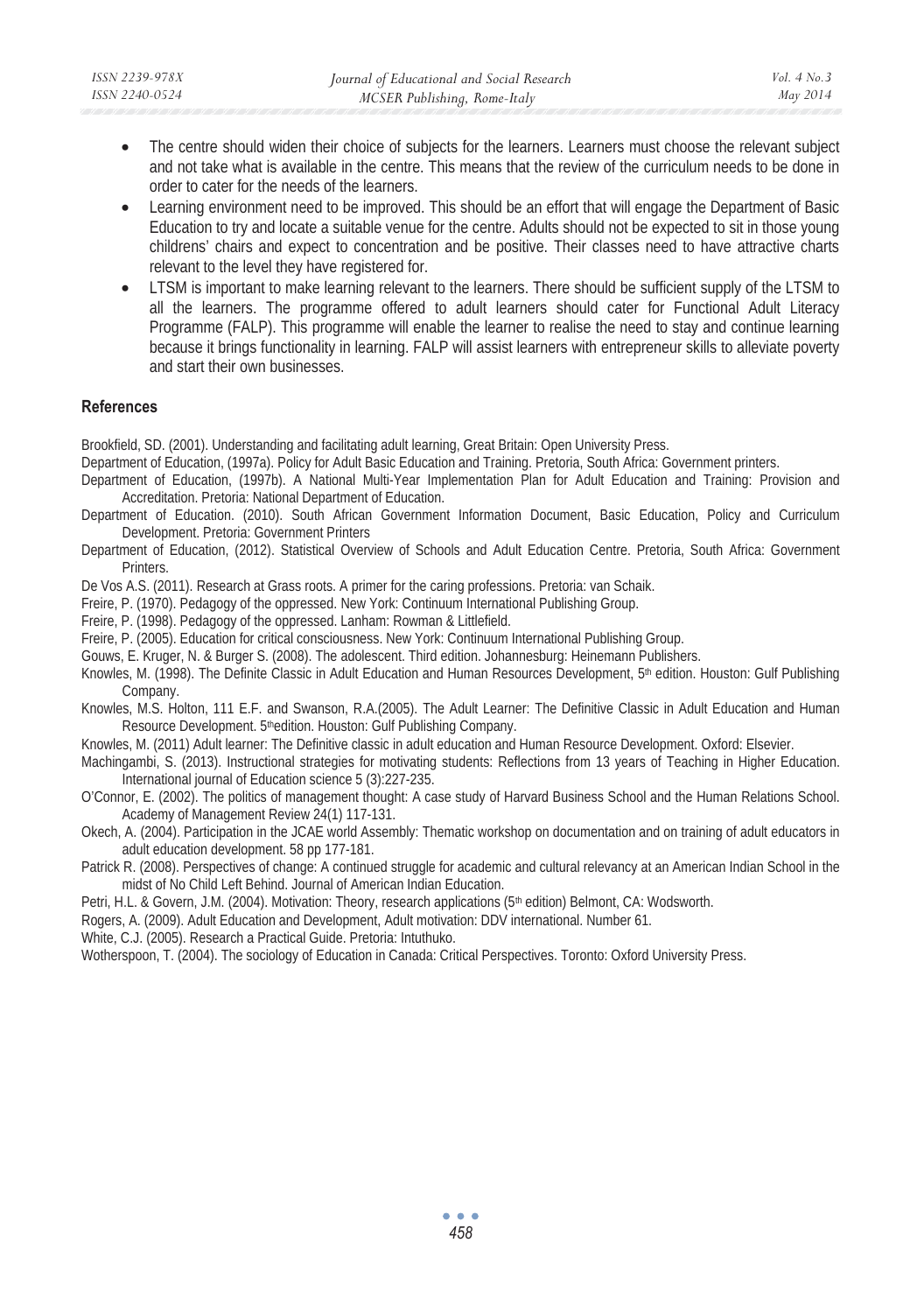- The centre should widen their choice of subjects for the learners. Learners must choose the relevant subject and not take what is available in the centre. This means that the review of the curriculum needs to be done in order to cater for the needs of the learners.
- Learning environment need to be improved. This should be an effort that will engage the Department of Basic Education to try and locate a suitable venue for the centre. Adults should not be expected to sit in those young childrens' chairs and expect to concentration and be positive. Their classes need to have attractive charts relevant to the level they have registered for.
- LTSM is important to make learning relevant to the learners. There should be sufficient supply of the LTSM to all the learners. The programme offered to adult learners should cater for Functional Adult Literacy Programme (FALP). This programme will enable the learner to realise the need to stay and continue learning because it brings functionality in learning. FALP will assist learners with entrepreneur skills to alleviate poverty and start their own businesses.

## References

Brookfield, SD. (2001). Understanding and facilitating adult learning, Great Britain: Open University Press.

Department of Education, (1997a). Policy for Adult Basic Education and Training. Pretoria, South Africa: Government printers.

Department of Education, (1997b). A National Multi-Year Implementation Plan for Adult Education and Training: Provision and Accreditation. Pretoria: National Department of Education.

Department of Education. (2010). South African Government Information Document, Basic Education, Policy and Curriculum Development. Pretoria: Government Printers

Department of Education, (2012). Statistical Overview of Schools and Adult Education Centre. Pretoria, South Africa: Government Printers.

De Vos A.S. (2011). Research at Grass roots. A primer for the caring professions. Pretoria: van Schaik.

Freire, P. (1970). Pedagogy of the oppressed. New York: Continuum International Publishing Group.

Freire, P. (1998). Pedagogy of the oppressed. Lanham: Rowman & Littlefield.

Freire, P. (2005). Education for critical consciousness. New York: Continuum International Publishing Group.

Gouws, E. Kruger, N. & Burger S. (2008). The adolescent. Third edition. Johannesburg: Heinemann Publishers.

Knowles, M. (1998). The Definite Classic in Adult Education and Human Resources Development, 5th edition. Houston: Gulf Publishing Company.

Knowles, M.S. Holton, 111 E.F. and Swanson, R.A.(2005). The Adult Learner: The Definitive Classic in Adult Education and Human Resource Development. 5thedition. Houston: Gulf Publishing Company.

Knowles, M. (2011) Adult learner: The Definitive classic in adult education and Human Resource Development. Oxford: Elsevier.

Machingambi, S. (2013). Instructional strategies for motivating students: Reflections from 13 years of Teaching in Higher Education. International journal of Education science 5 (3):227-235.

O'Connor, E. (2002). The politics of management thought: A case study of Harvard Business School and the Human Relations School. Academy of Management Review 24(1) 117-131.

Okech, A. (2004). Participation in the JCAE world Assembly: Thematic workshop on documentation and on training of adult educators in adult education development. 58 pp 177-181.

Patrick R. (2008). Perspectives of change: A continued struggle for academic and cultural relevancy at an American Indian School in the midst of No Child Left Behind. Journal of American Indian Education.

Petri, H.L. & Govern, J.M. (2004). Motivation: Theory, research applications (5th edition) Belmont, CA: Wodsworth.

Rogers, A. (2009). Adult Education and Development, Adult motivation: DDV international. Number 61.

White, C.J. (2005). Research a Practical Guide. Pretoria: Intuthuko.

Wotherspoon, T. (2004). The sociology of Education in Canada: Critical Perspectives. Toronto: Oxford University Press.